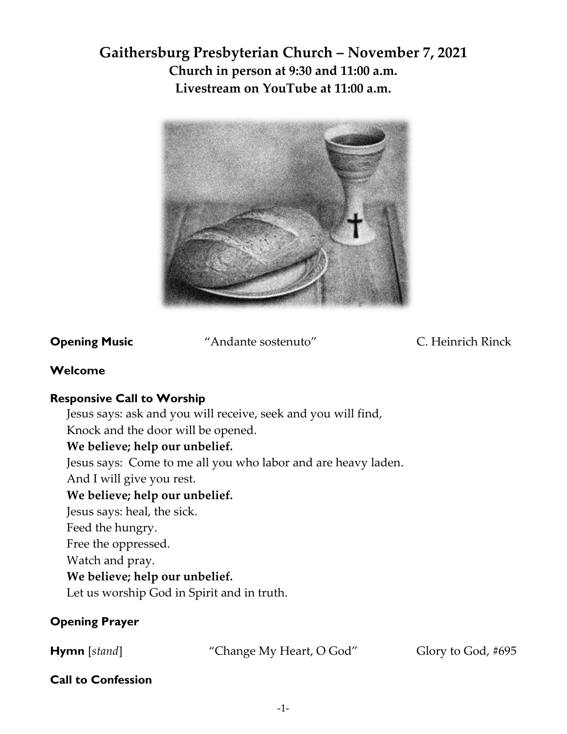# Gaithersburg Presbyterian Church – November 7, 2021

**Church in person at 9:30 and 11:00 a.m.**

**Livestream on YouTube at 11:00 a.m.**

**Opening Music** "Andante sostenuto" C. Heinrich Rinck

**Welcome**

**Responsive Call to Worship**

Jesus says: ask and you will receive, seek and you will find,
Knock and the door will be opened.
**We believe; help our unbelief.**
Jesus says: Come to me all you who labor and are heavy laden.
And I will give you rest.
**We believe; help our unbelief.**
Jesus says: heal, the sick.
Feed the hungry.
Free the oppressed.
Watch and pray.
**We believe; help our unbelief.**
Let us worship God in Spirit and in truth.

**Opening Prayer**

**Hymn** [*stand*] "Change My Heart, O God" Glory to God, #695

**Call to Confession**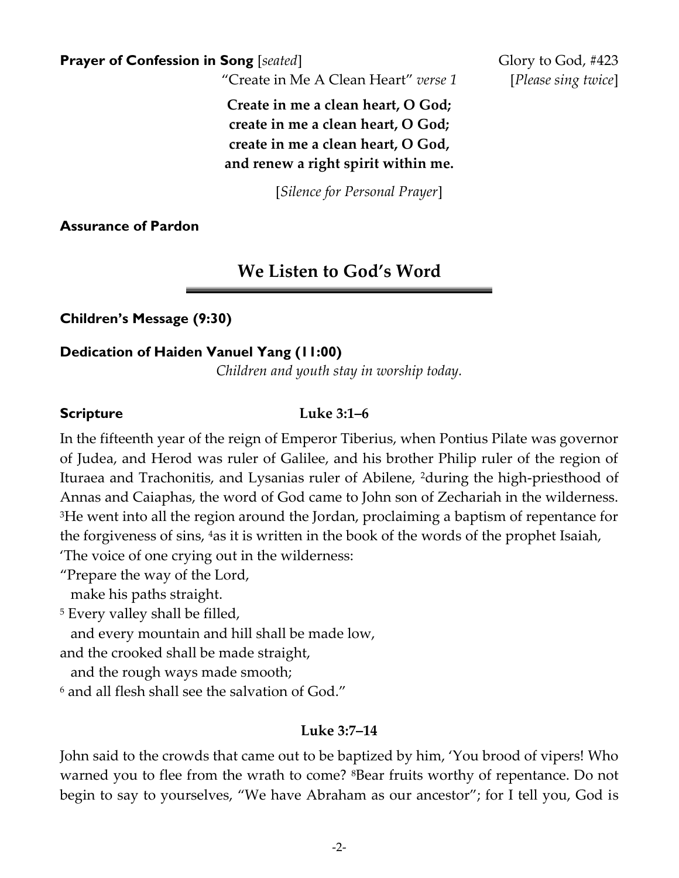**Prayer of Confession in Song** [*seated*] Glory to God, #423

"Create in Me A Clean Heart" *verse 1* [*Please sing twice*]

**Create in me a clean heart, O God;**
**create in me a clean heart, O God;**
**create in me a clean heart, O God,**
**and renew a right spirit within me.**

[*Silence for Personal Prayer*]

**Assurance of Pardon**

## We Listen to God's Word

**Children's Message (9:30)**

**Dedication of Haiden Vanuel Yang (11:00)**

*Children and youth stay in worship today.*

**Scripture** **Luke 3:1–6**

In the fifteenth year of the reign of Emperor Tiberius, when Pontius Pilate was governor of Judea, and Herod was ruler of Galilee, and his brother Philip ruler of the region of Ituraea and Trachonitis, and Lysanias ruler of Abilene, [2]during the high-priesthood of Annas and Caiaphas, the word of God came to John son of Zechariah in the wilderness. [3]He went into all the region around the Jordan, proclaiming a baptism of repentance for the forgiveness of sins, [4]as it is written in the book of the words of the prophet Isaiah,
'The voice of one crying out in the wilderness:
"Prepare the way of the Lord,
  make his paths straight.
[5] Every valley shall be filled,
  and every mountain and hill shall be made low,
and the crooked shall be made straight,
  and the rough ways made smooth;
[6] and all flesh shall see the salvation of God."

**Luke 3:7–14**

John said to the crowds that came out to be baptized by him, 'You brood of vipers! Who warned you to flee from the wrath to come? [8]Bear fruits worthy of repentance. Do not begin to say to yourselves, "We have Abraham as our ancestor"; for I tell you, God is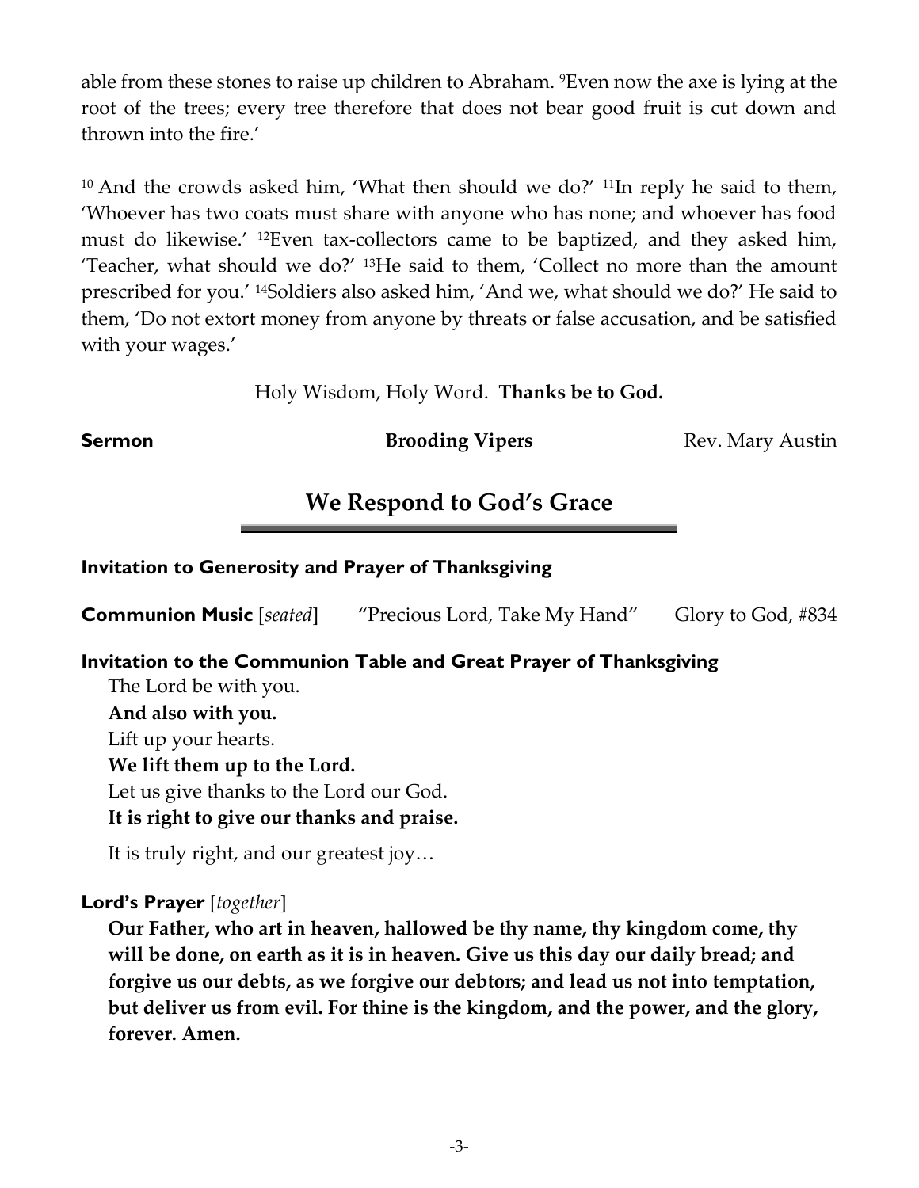able from these stones to raise up children to Abraham. [9]Even now the axe is lying at the root of the trees; every tree therefore that does not bear good fruit is cut down and thrown into the fire.'

[10] And the crowds asked him, 'What then should we do?' [11]In reply he said to them, 'Whoever has two coats must share with anyone who has none; and whoever has food must do likewise.' [12]Even tax-collectors came to be baptized, and they asked him, 'Teacher, what should we do?' [13]He said to them, 'Collect no more than the amount prescribed for you.' [14]Soldiers also asked him, 'And we, what should we do?' He said to them, 'Do not extort money from anyone by threats or false accusation, and be satisfied with your wages.'

Holy Wisdom, Holy Word. **Thanks be to God.**

**Sermon** **Brooding Vipers** Rev. Mary Austin

## We Respond to God's Grace

**Invitation to Generosity and Prayer of Thanksgiving**

**Communion Music** [*seated*] "Precious Lord, Take My Hand" Glory to God, #834

**Invitation to the Communion Table and Great Prayer of Thanksgiving**

The Lord be with you.
**And also with you.**
Lift up your hearts.
**We lift them up to the Lord.**
Let us give thanks to the Lord our God.
**It is right to give our thanks and praise.**

It is truly right, and our greatest joy…

**Lord's Prayer** [*together*]

**Our Father, who art in heaven, hallowed be thy name, thy kingdom come, thy will be done, on earth as it is in heaven. Give us this day our daily bread; and forgive us our debts, as we forgive our debtors; and lead us not into temptation, but deliver us from evil. For thine is the kingdom, and the power, and the glory, forever. Amen.**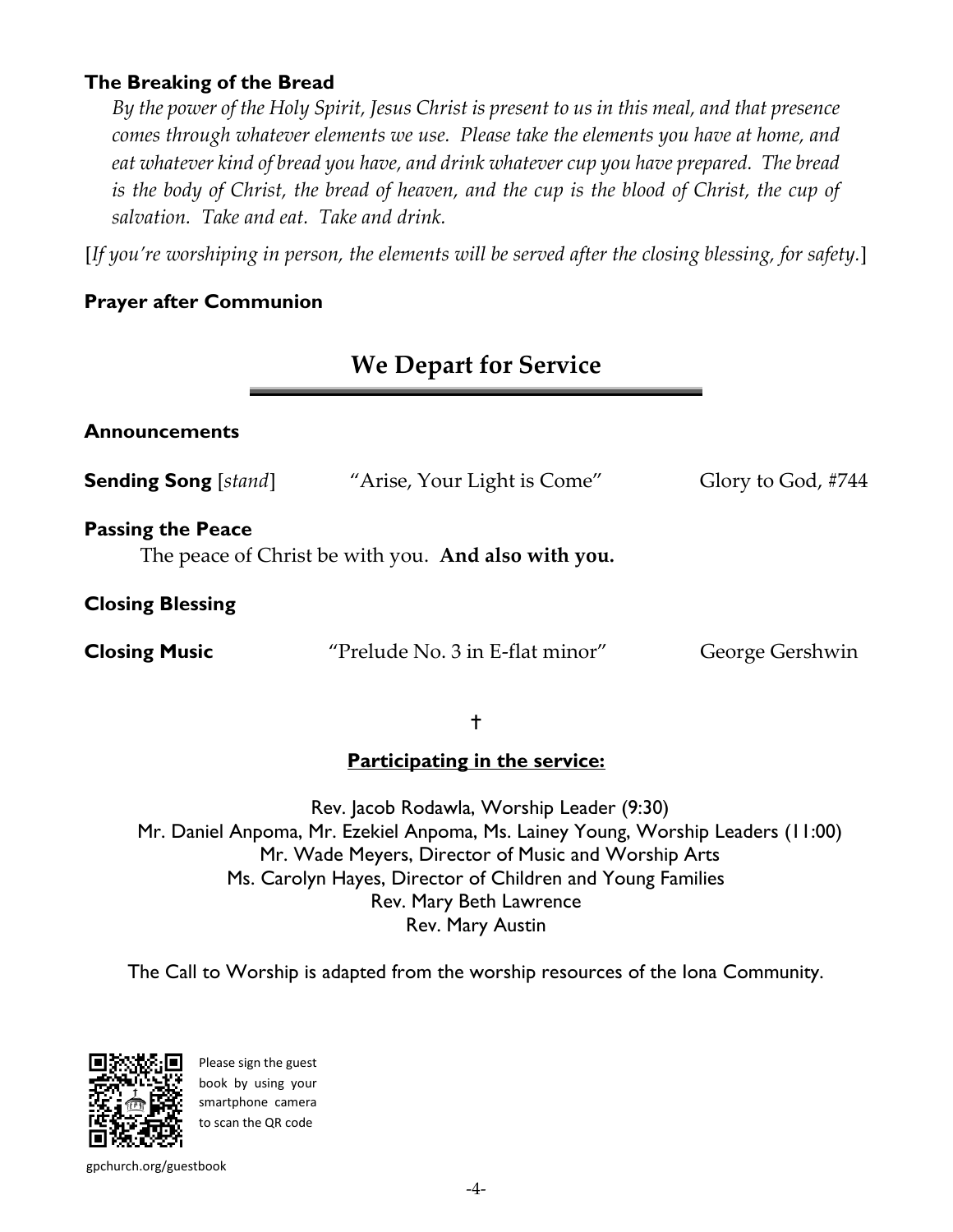**The Breaking of the Bread**

*By the power of the Holy Spirit, Jesus Christ is present to us in this meal, and that presence comes through whatever elements we use. Please take the elements you have at home, and eat whatever kind of bread you have, and drink whatever cup you have prepared. The bread is the body of Christ, the bread of heaven, and the cup is the blood of Christ, the cup of salvation. Take and eat. Take and drink.*

[*If you're worshiping in person, the elements will be served after the closing blessing, for safety.*]

**Prayer after Communion**

## We Depart for Service

**Announcements**

**Sending Song** [*stand*] "Arise, Your Light is Come" Glory to God, #744

**Passing the Peace**

The peace of Christ be with you. **And also with you.**

**Closing Blessing**

**Closing Music** "Prelude No. 3 in E-flat minor" George Gershwin

†

**Participating in the service:**

Rev. Jacob Rodawla, Worship Leader (9:30)
Mr. Daniel Anpoma, Mr. Ezekiel Anpoma, Ms. Lainey Young, Worship Leaders (11:00)
Mr. Wade Meyers, Director of Music and Worship Arts
Ms. Carolyn Hayes, Director of Children and Young Families
Rev. Mary Beth Lawrence
Rev. Mary Austin

The Call to Worship is adapted from the worship resources of the Iona Community.

Please sign the guest book by using your smartphone camera to scan the QR code

gpchurch.org/guestbook